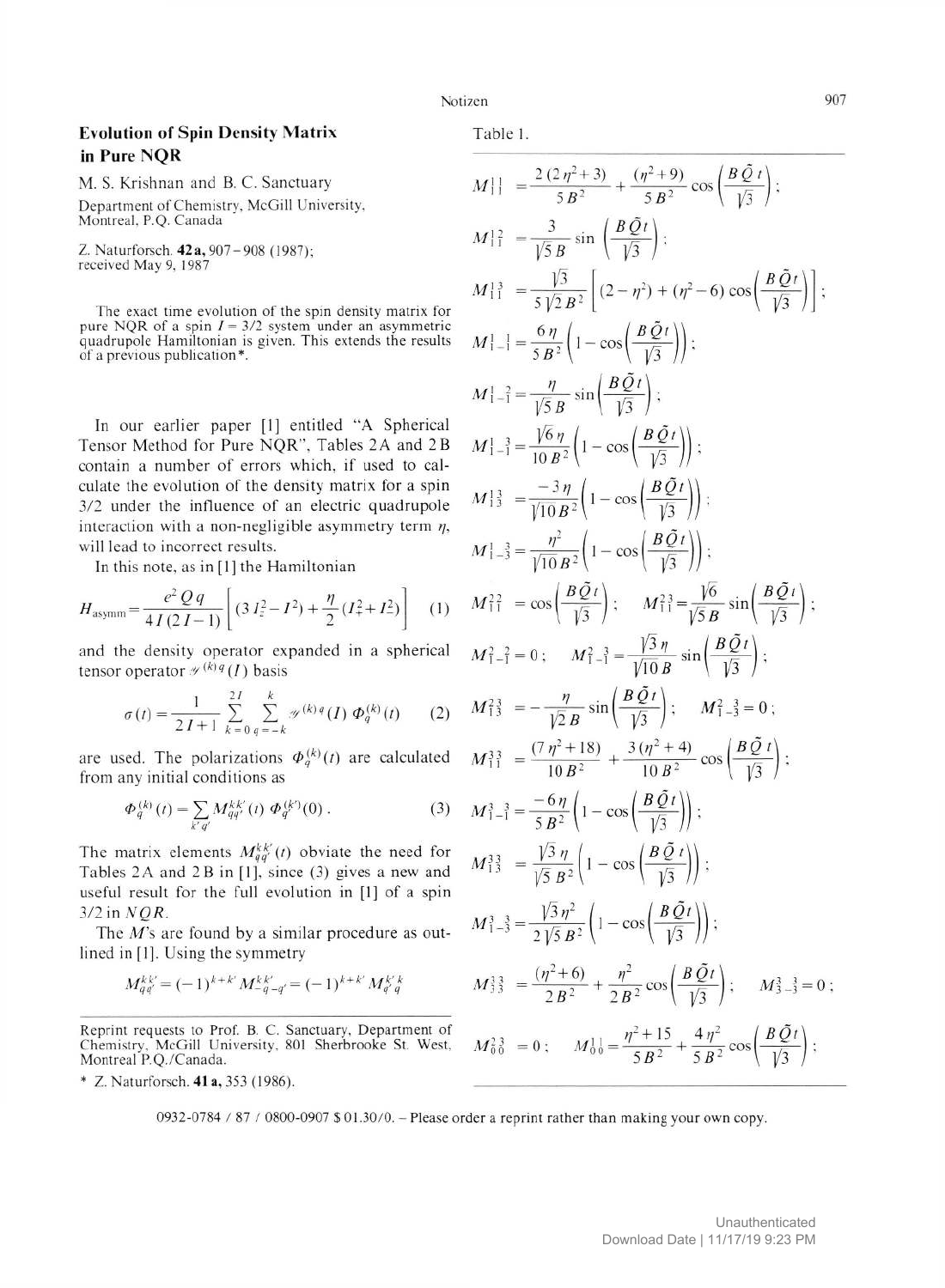# Evolution of Spin Density Matrix in Pure NQR

M. S. Krishnan and B. C. Sanctuary

Department of Chemistry, McGill University, Montreal, P.Q. Canada

Z. Naturforsch. **42a**, 907–908 (1987); received May 9, 1987

The exact time evolution of the spin density matrix for pure NQR of a spin $I = 3/2$ system under an asymmetric quadrupole Hamiltonian is given. This extends the results of a previous publication*.

In our earlier paper [1] entitled "A Spherical Tensor Method for Pure NQR", Tables 2A and 2B contain a number of errors which, if used to calculate the evolution of the density matrix for a spin 3/2 under the influence of an electric quadrupole interaction with a non-negligible asymmetry term $\eta$, will lead to incorrect results.

In this note, as in [1] the Hamiltonian

$$H_{\text{asymm}} = \frac{e^2 Q q}{4I(2I-1)}\left[(3I_z^2 - I^2) + \frac{\eta}{2}(I_+^2 + I_-^2)\right] \quad (1)$$

and the density operator expanded in a spherical tensor operator $\mathscr{Y}^{(k)q}(I)$ basis

$$\sigma(t) = \frac{1}{2I+1}\sum_{k=0}^{2I}\sum_{q=-k}^{k}\mathscr{Y}^{(k)q}(I)\,\Phi_q^{(k)}(t) \quad (2)$$

are used. The polarizations $\Phi_q^{(k)}(t)$ are calculated from any initial conditions as

$$\Phi_q^{(k)}(t) = \sum_{k'q'} M_{qq'}^{kk'}(t)\,\Phi_{q'}^{(k')}(0). \quad (3)$$

The matrix elements $M_{qq'}^{kk'}(t)$ obviate the need for Tables 2A and 2B in [1], since (3) gives a new and useful result for the full evolution in [1] of a spin 3/2 in *NQR*.

The $M$'s are found by a similar procedure as outlined in [1]. Using the symmetry

$$M_{qq'}^{kk'} = (-1)^{k+k'} M_{-q-q'}^{kk'} = (-1)^{k+k'} M_{q'q}^{k'k}$$

Table 1.

$$M_{11}^{11} = \frac{2(2\eta^2+3)}{5B^2} + \frac{(\eta^2+9)}{5B^2}\cos\left(\frac{B\tilde{Q}t}{\sqrt{3}}\right);$$

$$M_{11}^{12} = \frac{3}{\sqrt{5}B}\sin\left(\frac{B\tilde{Q}t}{\sqrt{3}}\right);$$

$$M_{11}^{13} = \frac{\sqrt{3}}{5\sqrt{2}B^2}\left[(2-\eta^2) + (\eta^2-6)\cos\left(\frac{B\tilde{Q}t}{\sqrt{3}}\right)\right];$$

$$M_{1-1}^{11} = \frac{6\eta}{5B^2}\left(1-\cos\left(\frac{B\tilde{Q}t}{\sqrt{3}}\right)\right);$$

$$M_{1-1}^{12} = \frac{\eta}{\sqrt{5}B}\sin\left(\frac{B\tilde{Q}t}{\sqrt{3}}\right);$$

$$M_{1-1}^{13} = \frac{\sqrt{6}\eta}{10B^2}\left(1-\cos\left(\frac{B\tilde{Q}t}{\sqrt{3}}\right)\right);$$

$$M_{13}^{13} = \frac{-3\eta}{\sqrt{10}B^2}\left(1-\cos\left(\frac{B\tilde{Q}t}{\sqrt{3}}\right)\right);$$

$$M_{1-3}^{13} = \frac{\eta^2}{\sqrt{10}B^2}\left(1-\cos\left(\frac{B\tilde{Q}t}{\sqrt{3}}\right)\right);$$

$$M_{11}^{22} = \cos\left(\frac{B\tilde{Q}t}{\sqrt{3}}\right); \quad M_{11}^{23} = \frac{\sqrt{6}}{\sqrt{5}B}\sin\left(\frac{B\tilde{Q}t}{\sqrt{3}}\right);$$

$$M_{1-1}^{22} = 0; \quad M_{1-1}^{23} = \frac{\sqrt{3}\eta}{\sqrt{10}B}\sin\left(\frac{B\tilde{Q}t}{\sqrt{3}}\right);$$

$$M_{13}^{23} = -\frac{\eta}{\sqrt{2}B}\sin\left(\frac{B\tilde{Q}t}{\sqrt{3}}\right); \quad M_{1-3}^{23} = 0;$$

$$M_{11}^{33} = \frac{(7\eta^2+18)}{10B^2} + \frac{3(\eta^2+4)}{10B^2}\cos\left(\frac{B\tilde{Q}t}{\sqrt{3}}\right);$$

$$M_{1-1}^{33} = \frac{-6\eta}{5B^2}\left(1-\cos\left(\frac{B\tilde{Q}t}{\sqrt{3}}\right)\right);$$

$$M_{13}^{33} = \frac{\sqrt{3}\eta}{\sqrt{5}B^2}\left(1-\cos\left(\frac{B\tilde{Q}t}{\sqrt{3}}\right)\right);$$

$$M_{1-3}^{33} = \frac{\sqrt{3}\eta^2}{2\sqrt{5}B^2}\left(1-\cos\left(\frac{B\tilde{Q}t}{\sqrt{3}}\right)\right);$$

$$M_{33}^{33} = \frac{(\eta^2+6)}{2B^2} + \frac{\eta^2}{2B^2}\cos\left(\frac{B\tilde{Q}t}{\sqrt{3}}\right); \quad M_{3-3}^{33} = 0;$$

$$M_{00}^{23} = 0; \quad M_{00}^{11} = \frac{\eta^2+15}{5B^2} + \frac{4\eta^2}{5B^2}\cos\left(\frac{B\tilde{Q}t}{\sqrt{3}}\right);$$

---

Reprint requests to Prof. B. C. Sanctuary, Department of Chemistry, McGill University, 801 Sherbrooke St. West, Montreal P.Q./Canada.

\* Z. Naturforsch. **41a**, 353 (1986).

0932-0784 / 87 / 0800-0907 $ 01.30/0. – Please order a reprint rather than making your own copy.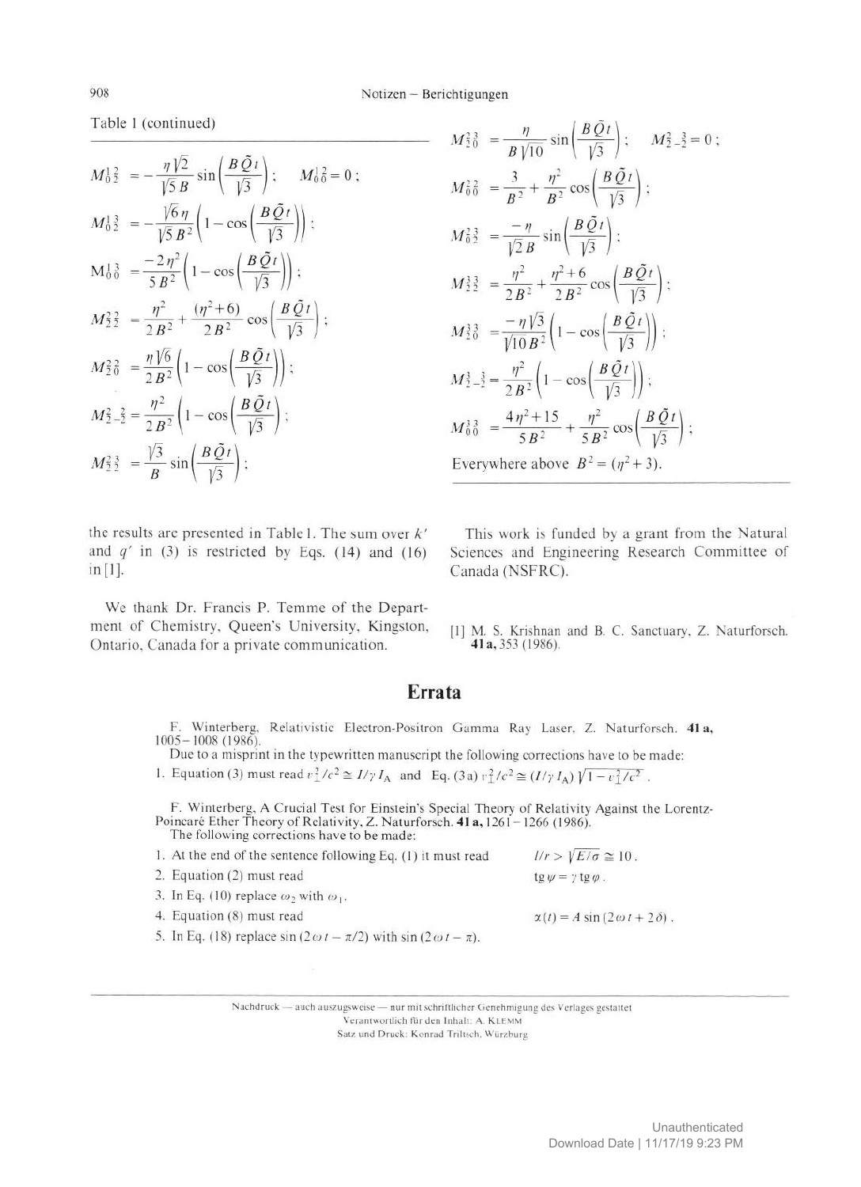Table 1 (continued)

$$M^{1\,2}_{0\,\frac{3}{2}} = -\frac{\eta\sqrt{2}}{\sqrt{5}\,B}\sin\left(\frac{B\tilde{Q}t}{\sqrt{3}}\right); \quad M^{1\,2}_{0\,0} = 0;$$

$$M^{1\,3}_{0\,\frac{3}{2}} = -\frac{\sqrt{6}\,\eta}{\sqrt{5}\,B^2}\left(1-\cos\left(\frac{B\tilde{Q}t}{\sqrt{3}}\right)\right);$$

$$M^{1\,3}_{0\,0} = \frac{-2\eta^2}{5B^2}\left(1-\cos\left(\frac{B\tilde{Q}t}{\sqrt{3}}\right)\right);$$

$$M^{2\,2}_{2\,\frac{3}{2}} = \frac{\eta^2}{2B^2} + \frac{(\eta^2+6)}{2B^2}\cos\left(\frac{B\tilde{Q}t}{\sqrt{3}}\right);$$

$$M^{2\,2}_{2\,0} = \frac{\eta\sqrt{6}}{2B^2}\left(1-\cos\left(\frac{B\tilde{Q}t}{\sqrt{3}}\right)\right);$$

$$M^{2\,2}_{2\,-\frac{3}{2}} = \frac{\eta^2}{2B^2}\left(1-\cos\left(\frac{B\tilde{Q}t}{\sqrt{3}}\right)\right);$$

$$M^{2\,3}_{2\,\frac{3}{2}} = \frac{\sqrt{3}}{B}\sin\left(\frac{B\tilde{Q}t}{\sqrt{3}}\right);$$

$$M^{2\,3}_{2\,0} = \frac{\eta}{B\sqrt{10}}\sin\left(\frac{B\tilde{Q}t}{\sqrt{3}}\right); \quad M^{2}_{2\,-\frac{3}{2}} = 0;$$

$$M^{2\,2}_{0\,0} = \frac{3}{B^2} + \frac{\eta^2}{B^2}\cos\left(\frac{B\tilde{Q}t}{\sqrt{3}}\right);$$

$$M^{2\,3}_{0\,\frac{3}{2}} = \frac{-\eta}{\sqrt{2}\,B}\sin\left(\frac{B\tilde{Q}t}{\sqrt{3}}\right);$$

$$M^{3\,3}_{\frac{3}{2}\,\frac{3}{2}} = \frac{\eta^2}{2B^2} + \frac{\eta^2+6}{2B^2}\cos\left(\frac{B\tilde{Q}t}{\sqrt{3}}\right);$$

$$M^{3\,3}_{\frac{3}{2}\,0} = \frac{-\eta\sqrt{3}}{\sqrt{10}\,B^2}\left(1-\cos\left(\frac{B\tilde{Q}t}{\sqrt{3}}\right)\right);$$

$$M^{3}_{\frac{3}{2}\,-\frac{3}{2}} = \frac{\eta^2}{2B^2}\left(1-\cos\left(\frac{B\tilde{Q}t}{\sqrt{3}}\right)\right);$$

$$M^{3\,3}_{0\,0} = \frac{4\eta^2+15}{5B^2} + \frac{\eta^2}{5B^2}\cos\left(\frac{B\tilde{Q}t}{\sqrt{3}}\right);$$

Everywhere above $B^2 = (\eta^2+3)$.

the results are presented in Table 1. The sum over $k'$ and $q'$ in (3) is restricted by Eqs. (14) and (16) in [1].

We thank Dr. Francis P. Temme of the Department of Chemistry, Queen's University, Kingston, Ontario, Canada for a private communication.

This work is funded by a grant from the Natural Sciences and Engineering Research Committee of Canada (NSFRC).

[1] M. S. Krishnan and B. C. Sanctuary, Z. Naturforsch. **41 a**, 353 (1986).

# Errata

F. Winterberg, Relativistic Electron-Positron Gamma Ray Laser, Z. Naturforsch. **41 a**, 1005–1008 (1986).

Due to a misprint in the typewritten manuscript the following corrections have to be made:

1. Equation (3) must read $v_\perp^2/c^2 \cong I/\gamma I_A$ and Eq. (3a) $v_\perp^2/c^2 \cong (I/\gamma I_A)\sqrt{1-v_\perp^2/c^2}$.

F. Winterberg, A Crucial Test for Einstein's Special Theory of Relativity Against the Lorentz-Poincaré Ether Theory of Relativity, Z. Naturforsch. **41 a**, 1261–1266 (1986).

The following corrections have to be made:

1. At the end of the sentence following Eq. (1) it must read $l/r > \sqrt{E/\sigma} \cong 10$.
2. Equation (2) must read $\operatorname{tg}\psi = \gamma \operatorname{tg}\varphi$.
3. In Eq. (10) replace $\omega_2$ with $\omega_1$.
4. Equation (8) must read $\alpha(t) = A\sin(2\omega t + 2\delta)$.
5. In Eq. (18) replace $\sin(2\omega t - \pi/2)$ with $\sin(2\omega t - \pi)$.

Nachdruck — auch auszugsweise — nur mit schriftlicher Genehmigung des Verlages gestattet
Verantwortlich für den Inhalt: A. Klemm
Satz und Druck: Konrad Triltsch, Würzburg